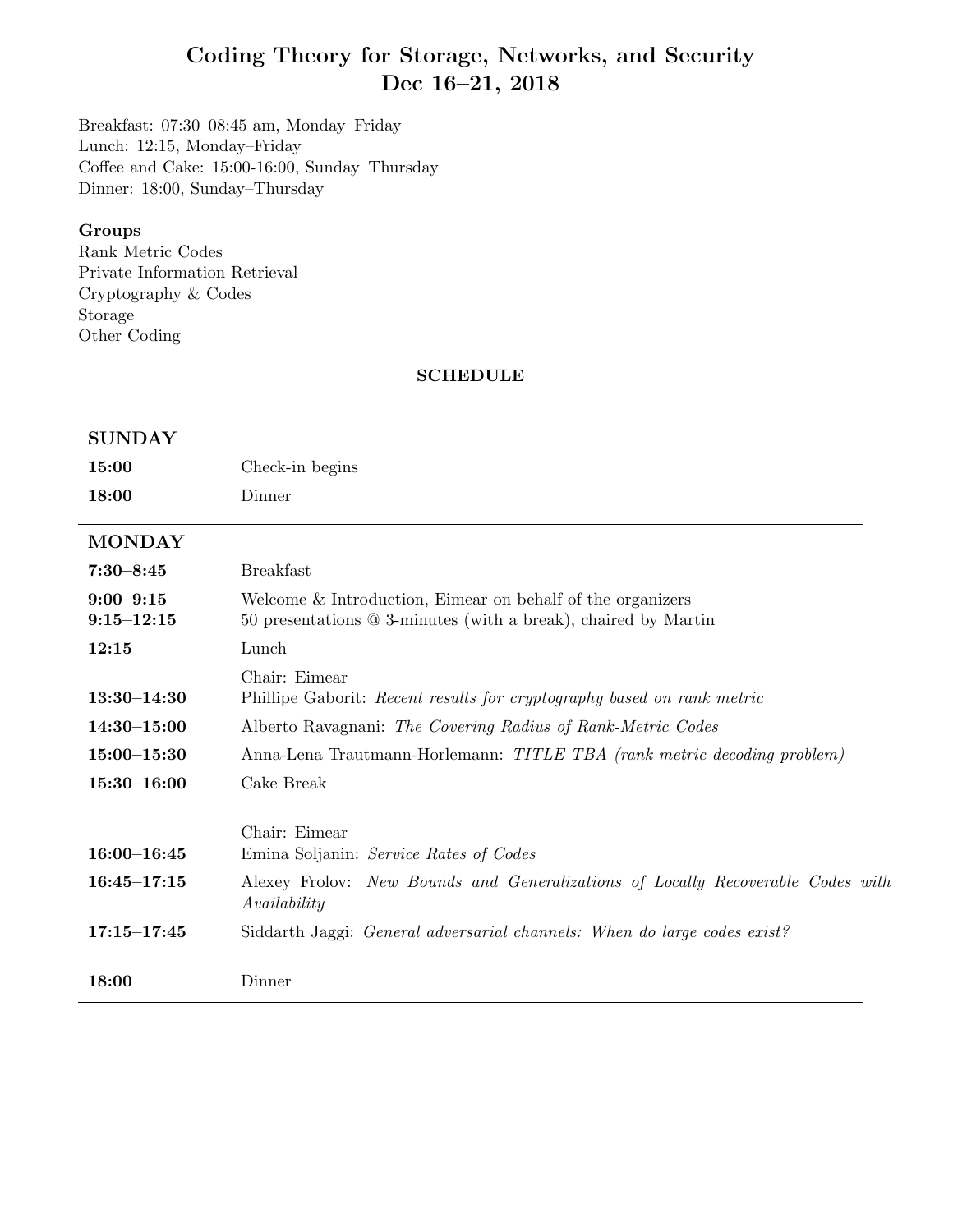# Coding Theory for Storage, Networks, and Security
# Dec 16–21, 2018

Breakfast: 07:30–08:45 am, Monday–Friday
Lunch: 12:15, Monday–Friday
Coffee and Cake: 15:00-16:00, Sunday–Thursday
Dinner: 18:00, Sunday–Thursday

**Groups**
Rank Metric Codes
Private Information Retrieval
Cryptography & Codes
Storage
Other Coding

**SCHEDULE**

## SUNDAY

| | |
|---|---|
| **15:00** | Check-in begins |
| **18:00** | Dinner |

## MONDAY

| | |
|---|---|
| **7:30–8:45** | Breakfast |
| **9:00–9:15** | Welcome & Introduction, Eimear on behalf of the organizers |
| **9:15–12:15** | 50 presentations @ 3-minutes (with a break), chaired by Martin |
| **12:15** | Lunch |
| | Chair: Eimear |
| **13:30–14:30** | Phillipe Gaborit: *Recent results for cryptography based on rank metric* |
| **14:30–15:00** | Alberto Ravagnani: *The Covering Radius of Rank-Metric Codes* |
| **15:00–15:30** | Anna-Lena Trautmann-Horlemann: *TITLE TBA (rank metric decoding problem)* |
| **15:30–16:00** | Cake Break |
| | Chair: Eimear |
| **16:00–16:45** | Emina Soljanin: *Service Rates of Codes* |
| **16:45–17:15** | Alexey Frolov: *New Bounds and Generalizations of Locally Recoverable Codes with Availability* |
| **17:15–17:45** | Siddarth Jaggi: *General adversarial channels: When do large codes exist?* |
| **18:00** | Dinner |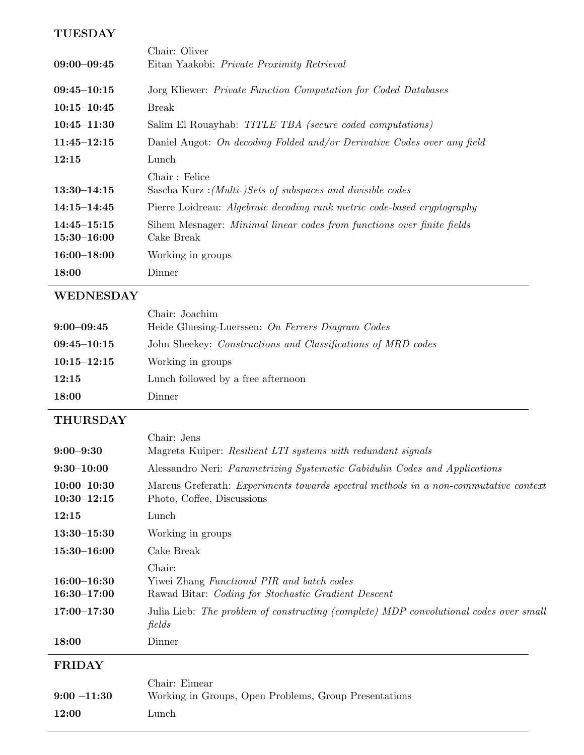## TUESDAY

| | |
|---|---|
| | Chair: Oliver |
| **09:00–09:45** | Eitan Yaakobi: *Private Proximity Retrieval* |
| **09:45–10:15** | Jorg Kliewer: *Private Function Computation for Coded Databases* |
| **10:15–10:45** | Break |
| **10:45–11:30** | Salim El Rouayhab: *TITLE TBA (secure coded computations)* |
| **11:45–12:15** | Daniel Augot: *On decoding Folded and/or Derivative Codes over any field* |
| **12:15** | Lunch |
| | Chair : Felice |
| **13:30–14:15** | Sascha Kurz :*(Multi-)Sets of subspaces and divisible codes* |
| **14:15–14:45** | Pierre Loidreau: *Algebraic decoding rank metric code-based cryptography* |
| **14:45–15:15** | Sihem Mesnager: *Minimal linear codes from functions over finite fields* |
| **15:30–16:00** | Cake Break |
| **16:00–18:00** | Working in groups |
| **18:00** | Dinner |

## WEDNESDAY

| | |
|---|---|
| | Chair: Joachim |
| **9:00–09:45** | Heide Gluesing-Luerssen: *On Ferrers Diagram Codes* |
| **09:45–10:15** | John Sheekey: *Constructions and Classifications of MRD codes* |
| **10:15–12:15** | Working in groups |
| **12:15** | Lunch followed by a free afternoon |
| **18:00** | Dinner |

## THURSDAY

| | |
|---|---|
| | Chair: Jens |
| **9:00–9:30** | Magreta Kuiper: *Resilient LTI systems with redundant signals* |
| **9:30–10:00** | Alessandro Neri: *Parametrizing Systematic Gabidulin Codes and Applications* |
| **10:00–10:30** | Marcus Greferath: *Experiments towards spectral methods in a non-commutative context* |
| **10:30–12:15** | Photo, Coffee, Discussions |
| **12:15** | Lunch |
| **13:30–15:30** | Working in groups |
| **15:30–16:00** | Cake Break |
| | Chair: |
| **16:00–16:30** | Yiwei Zhang *Functional PIR and batch codes* |
| **16:30–17:00** | Rawad Bitar: *Coding for Stochastic Gradient Descent* |
| **17:00–17:30** | Julia Lieb: *The problem of constructing (complete) MDP convolutional codes over small fields* |
| **18:00** | Dinner |

## FRIDAY

| | |
|---|---|
| | Chair: Eimear |
| **9:00 –11:30** | Working in Groups, Open Problems, Group Presentations |
| **12:00** | Lunch |